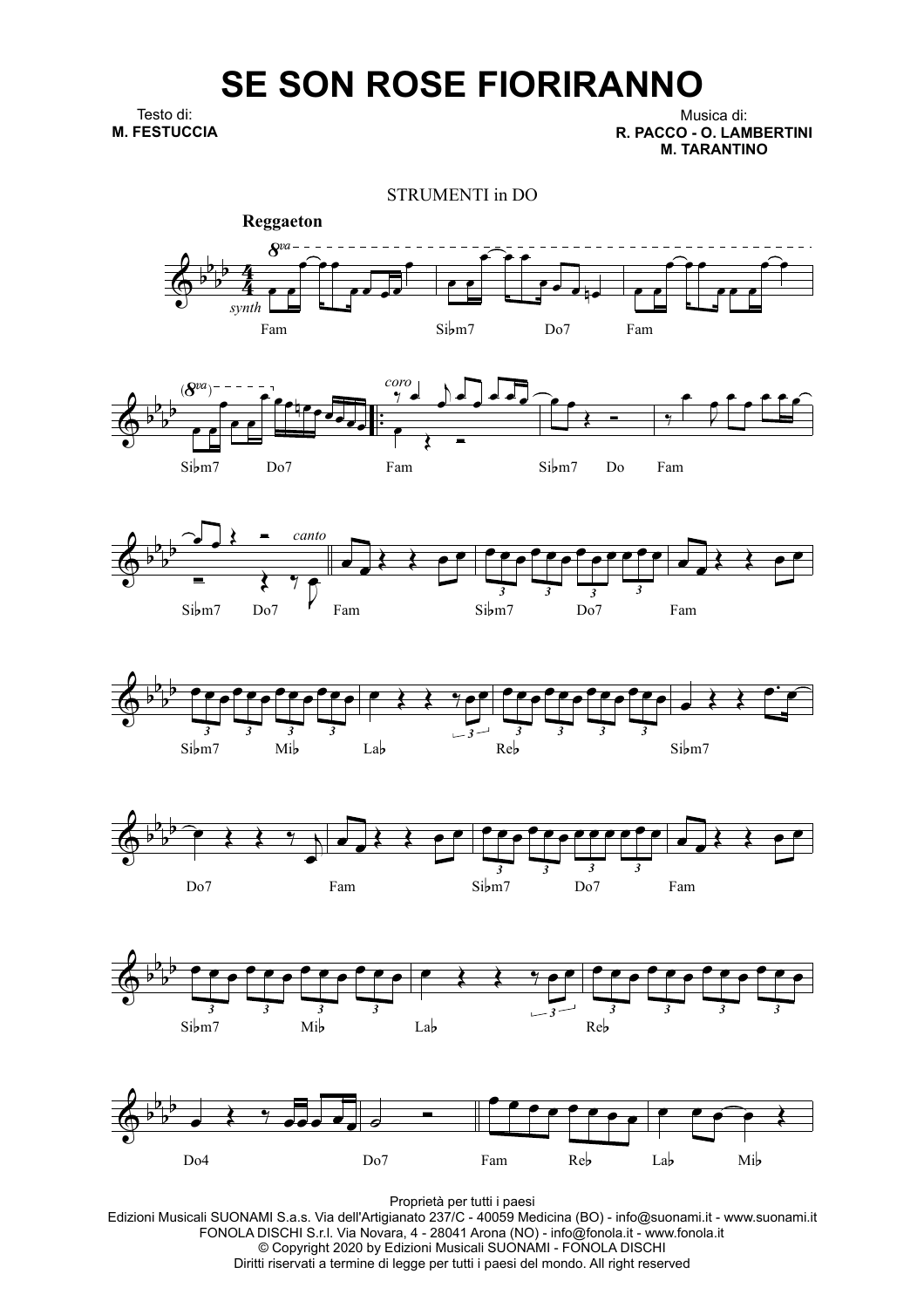# SE SON ROSE FIORIRANNO

Testo di:
**M. FESTUCCIA**

Musica di:
**R. PACCO - O. LAMBERTINI**
**M. TARANTINO**

STRUMENTI in DO

**Reggaeton**

Fam | Si♭m7 Do7 | Fam | Si♭m7 Do7 | Fam | Si♭m7 Do | Fam | Si♭m7 Do7 | Fam | Si♭m7 Do7 | Fam | Si♭m7 Mi♭ | La♭ | Re♭ | Si♭m7 | Do7 | Fam | Si♭m7 Do7 | Fam | Si♭m7 Mi♭ | La♭ | Re♭ | Do4 | Do7 | Fam Re♭ | La♭ Mi♭

Proprietà per tutti i paesi
Edizioni Musicali SUONAMI S.a.s. Via dell'Artigianato 237/C - 40059 Medicina (BO) - info@suonami.it - www.suonami.it
FONOLA DISCHI S.r.l. Via Novara, 4 - 28041 Arona (NO) - info@fonola.it - www.fonola.it
© Copyright 2020 by Edizioni Musicali SUONAMI - FONOLA DISCHI
Diritti riservati a termine di legge per tutti i paesi del mondo. All right reserved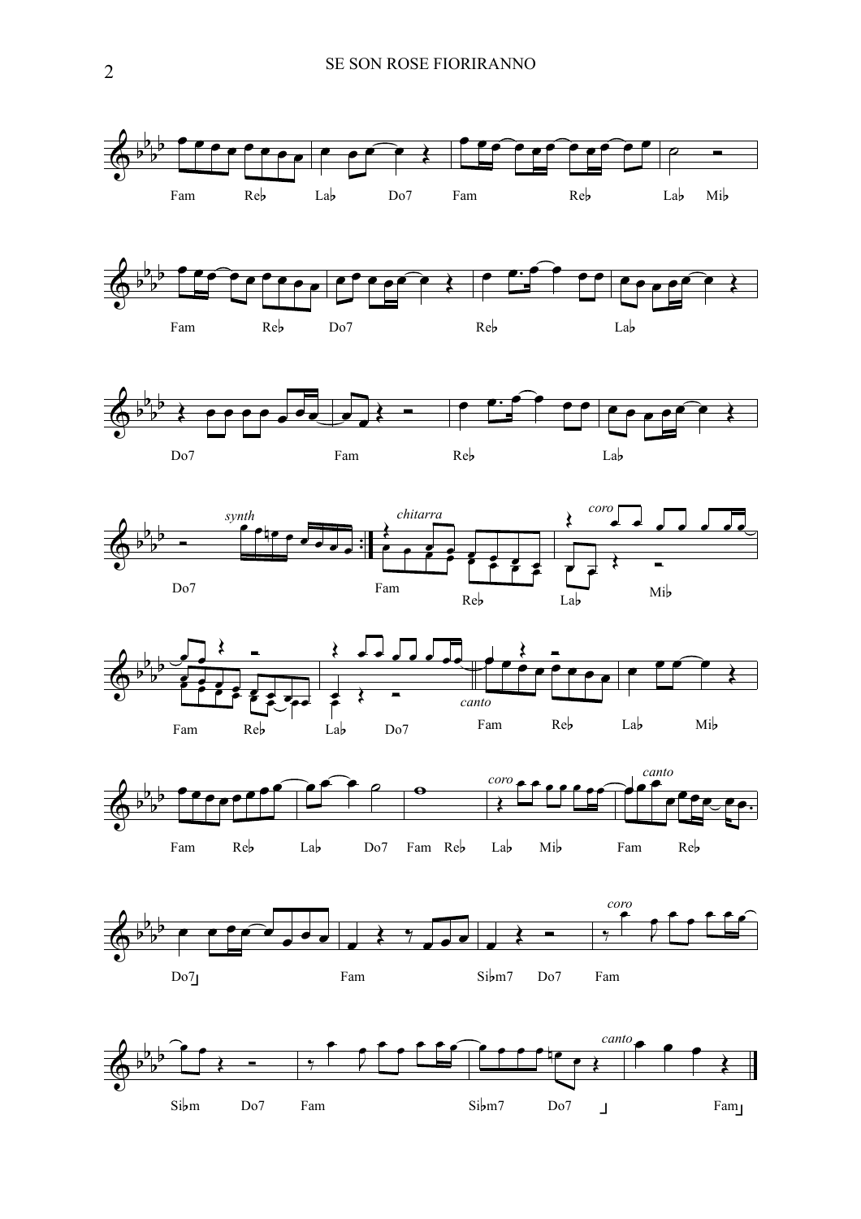Fam Re♭ La♭ Do7 Fam Re♭ La♭ Mi♭

Fam Re♭ Do7 Re♭ La♭

Do7 Fam Re♭ La♭

*synth* *chitarra* *coro*

Do7 Fam Re♭ La♭ Mi♭

*canto*

Fam Re♭ La♭ Do7 Fam Re♭ La♭ Mi♭

*coro* *canto*

Fam Re♭ La♭ Do7 Fam Re♭ La♭ Mi♭ Fam Re♭

*coro*

Do7 Fam Si♭m7 Do7 Fam

*canto*

Si♭m Do7 Fam Si♭m7 Do7 Fam